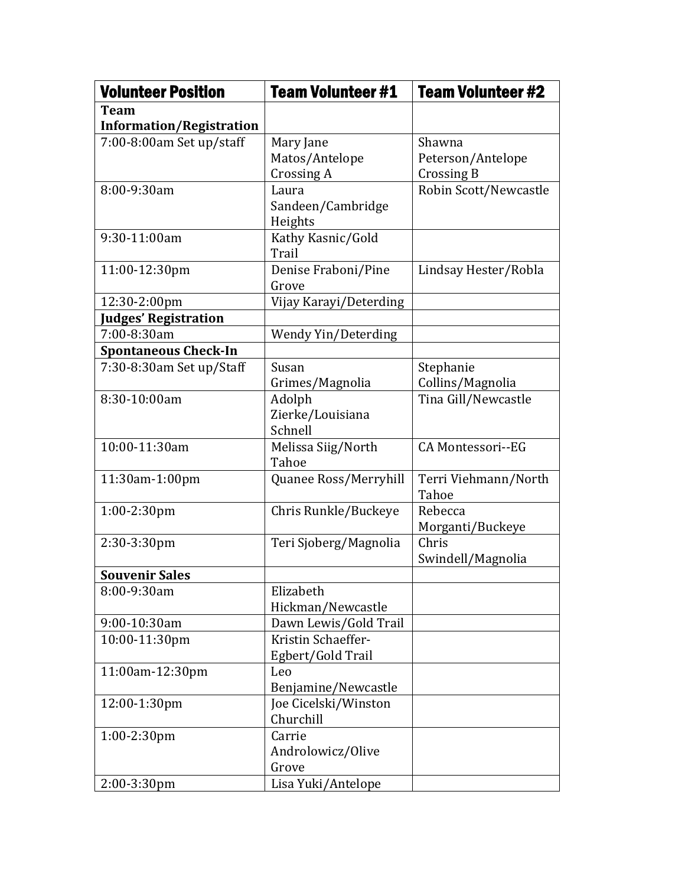| Volunteer Position | Team Volunteer #1 | Team Volunteer #2 |
|---|---|---|
| **Team Information/Registration** | | |
| 7:00-8:00am Set up/staff | Mary Jane Matos/Antelope Crossing A | Shawna Peterson/Antelope Crossing B |
| 8:00-9:30am | Laura Sandeen/Cambridge Heights | Robin Scott/Newcastle |
| 9:30-11:00am | Kathy Kasnic/Gold Trail | |
| 11:00-12:30pm | Denise Fraboni/Pine Grove | Lindsay Hester/Robla |
| 12:30-2:00pm | Vijay Karayi/Deterding | |
| **Judges' Registration** | | |
| 7:00-8:30am | Wendy Yin/Deterding | |
| **Spontaneous Check-In** | | |
| 7:30-8:30am Set up/Staff | Susan Grimes/Magnolia | Stephanie Collins/Magnolia |
| 8:30-10:00am | Adolph Zierke/Louisiana Schnell | Tina Gill/Newcastle |
| 10:00-11:30am | Melissa Siig/North Tahoe | CA Montessori--EG |
| 11:30am-1:00pm | Quanee Ross/Merryhill | Terri Viehmann/North Tahoe |
| 1:00-2:30pm | Chris Runkle/Buckeye | Rebecca Morganti/Buckeye |
| 2:30-3:30pm | Teri Sjoberg/Magnolia | Chris Swindell/Magnolia |
| **Souvenir Sales** | | |
| 8:00-9:30am | Elizabeth Hickman/Newcastle | |
| 9:00-10:30am | Dawn Lewis/Gold Trail | |
| 10:00-11:30pm | Kristin Schaeffer-Egbert/Gold Trail | |
| 11:00am-12:30pm | Leo Benjamine/Newcastle | |
| 12:00-1:30pm | Joe Cicelski/Winston Churchill | |
| 1:00-2:30pm | Carrie Androlowicz/Olive Grove | |
| 2:00-3:30pm | Lisa Yuki/Antelope | |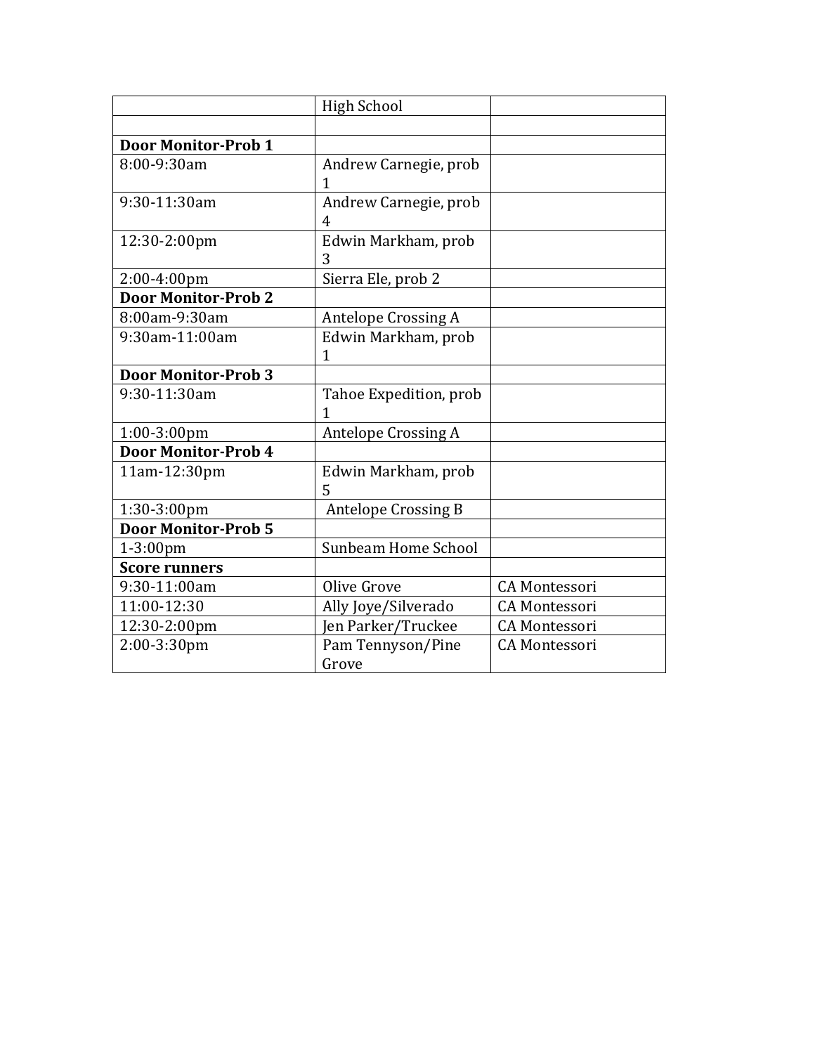| | | |
|---|---|---|
| | High School | |
| | | |
| **Door Monitor-Prob 1** | | |
| 8:00-9:30am | Andrew Carnegie, prob 1 | |
| 9:30-11:30am | Andrew Carnegie, prob 4 | |
| 12:30-2:00pm | Edwin Markham, prob 3 | |
| 2:00-4:00pm | Sierra Ele, prob 2 | |
| **Door Monitor-Prob 2** | | |
| 8:00am-9:30am | Antelope Crossing A | |
| 9:30am-11:00am | Edwin Markham, prob 1 | |
| **Door Monitor-Prob 3** | | |
| 9:30-11:30am | Tahoe Expedition, prob 1 | |
| 1:00-3:00pm | Antelope Crossing A | |
| **Door Monitor-Prob 4** | | |
| 11am-12:30pm | Edwin Markham, prob 5 | |
| 1:30-3:00pm | Antelope Crossing B | |
| **Door Monitor-Prob 5** | | |
| 1-3:00pm | Sunbeam Home School | |
| **Score runners** | | |
| 9:30-11:00am | Olive Grove | CA Montessori |
| 11:00-12:30 | Ally Joye/Silverado | CA Montessori |
| 12:30-2:00pm | Jen Parker/Truckee | CA Montessori |
| 2:00-3:30pm | Pam Tennyson/Pine Grove | CA Montessori |